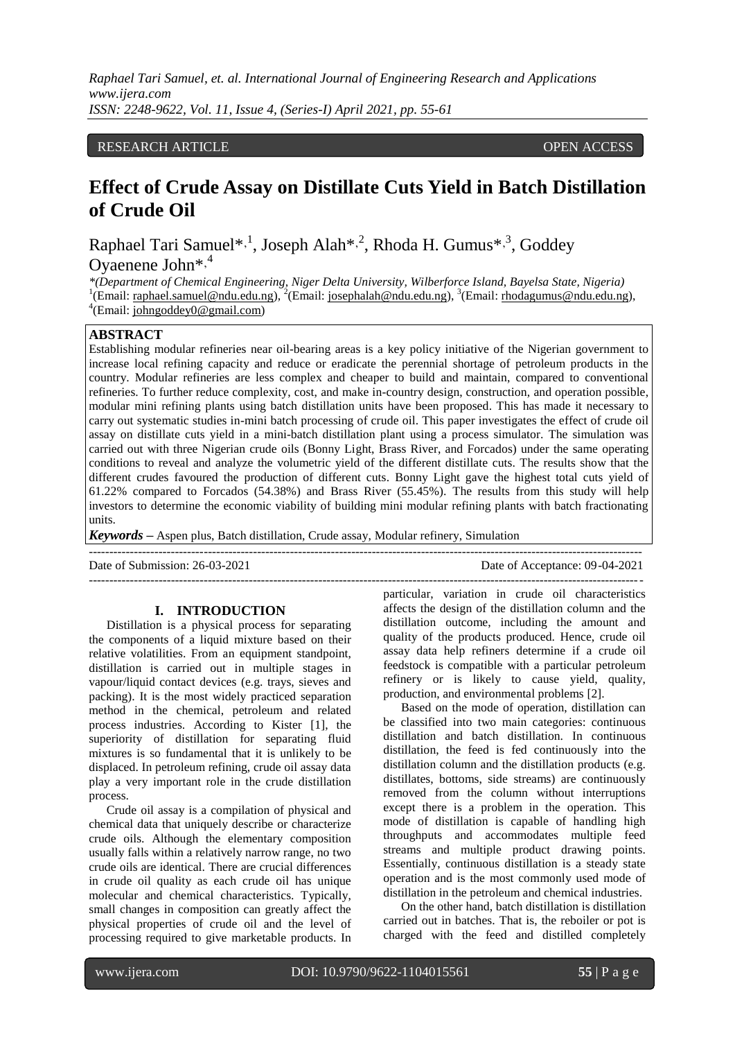RESEARCH ARTICLE OPEN ACCESS

# Effect of Crude Assay on Distillate Cuts Yield in Batch Distillation of Crude Oil

Raphael Tari Samuel*,[1], Joseph Alah*,[2], Rhoda H. Gumus*,[3], Goddey Oyaenene John*,[4]

*\*(Department of Chemical Engineering, Niger Delta University, Wilberforce Island, Bayelsa State, Nigeria)*
[1](Email: raphael.samuel@ndu.edu.ng), [2](Email: josephalah@ndu.edu.ng), [3](Email: rhodagumus@ndu.edu.ng), [4](Email: johngoddey0@gmail.com)

## ABSTRACT

Establishing modular refineries near oil-bearing areas is a key policy initiative of the Nigerian government to increase local refining capacity and reduce or eradicate the perennial shortage of petroleum products in the country. Modular refineries are less complex and cheaper to build and maintain, compared to conventional refineries. To further reduce complexity, cost, and make in-country design, construction, and operation possible, modular mini refining plants using batch distillation units have been proposed. This has made it necessary to carry out systematic studies in-mini batch processing of crude oil. This paper investigates the effect of crude oil assay on distillate cuts yield in a mini-batch distillation plant using a process simulator. The simulation was carried out with three Nigerian crude oils (Bonny Light, Brass River, and Forcados) under the same operating conditions to reveal and analyze the volumetric yield of the different distillate cuts. The results show that the different crudes favoured the production of different cuts. Bonny Light gave the highest total cuts yield of 61.22% compared to Forcados (54.38%) and Brass River (55.45%). The results from this study will help investors to determine the economic viability of building mini modular refining plants with batch fractionating units.

***Keywords*** **–** Aspen plus, Batch distillation, Crude assay, Modular refinery, Simulation

Date of Submission: 26-03-2021 Date of Acceptance: 09-04-2021

## I. INTRODUCTION

Distillation is a physical process for separating the components of a liquid mixture based on their relative volatilities. From an equipment standpoint, distillation is carried out in multiple stages in vapour/liquid contact devices (e.g. trays, sieves and packing). It is the most widely practiced separation method in the chemical, petroleum and related process industries. According to Kister [1], the superiority of distillation for separating fluid mixtures is so fundamental that it is unlikely to be displaced. In petroleum refining, crude oil assay data play a very important role in the crude distillation process.

Crude oil assay is a compilation of physical and chemical data that uniquely describe or characterize crude oils. Although the elementary composition usually falls within a relatively narrow range, no two crude oils are identical. There are crucial differences in crude oil quality as each crude oil has unique molecular and chemical characteristics. Typically, small changes in composition can greatly affect the physical properties of crude oil and the level of processing required to give marketable products. In particular, variation in crude oil characteristics affects the design of the distillation column and the distillation outcome, including the amount and quality of the products produced. Hence, crude oil assay data help refiners determine if a crude oil feedstock is compatible with a particular petroleum refinery or is likely to cause yield, quality, production, and environmental problems [2].

Based on the mode of operation, distillation can be classified into two main categories: continuous distillation and batch distillation. In continuous distillation, the feed is fed continuously into the distillation column and the distillation products (e.g. distillates, bottoms, side streams) are continuously removed from the column without interruptions except there is a problem in the operation. This mode of distillation is capable of handling high throughputs and accommodates multiple feed streams and multiple product drawing points. Essentially, continuous distillation is a steady state operation and is the most commonly used mode of distillation in the petroleum and chemical industries.

On the other hand, batch distillation is distillation carried out in batches. That is, the reboiler or pot is charged with the feed and distilled completely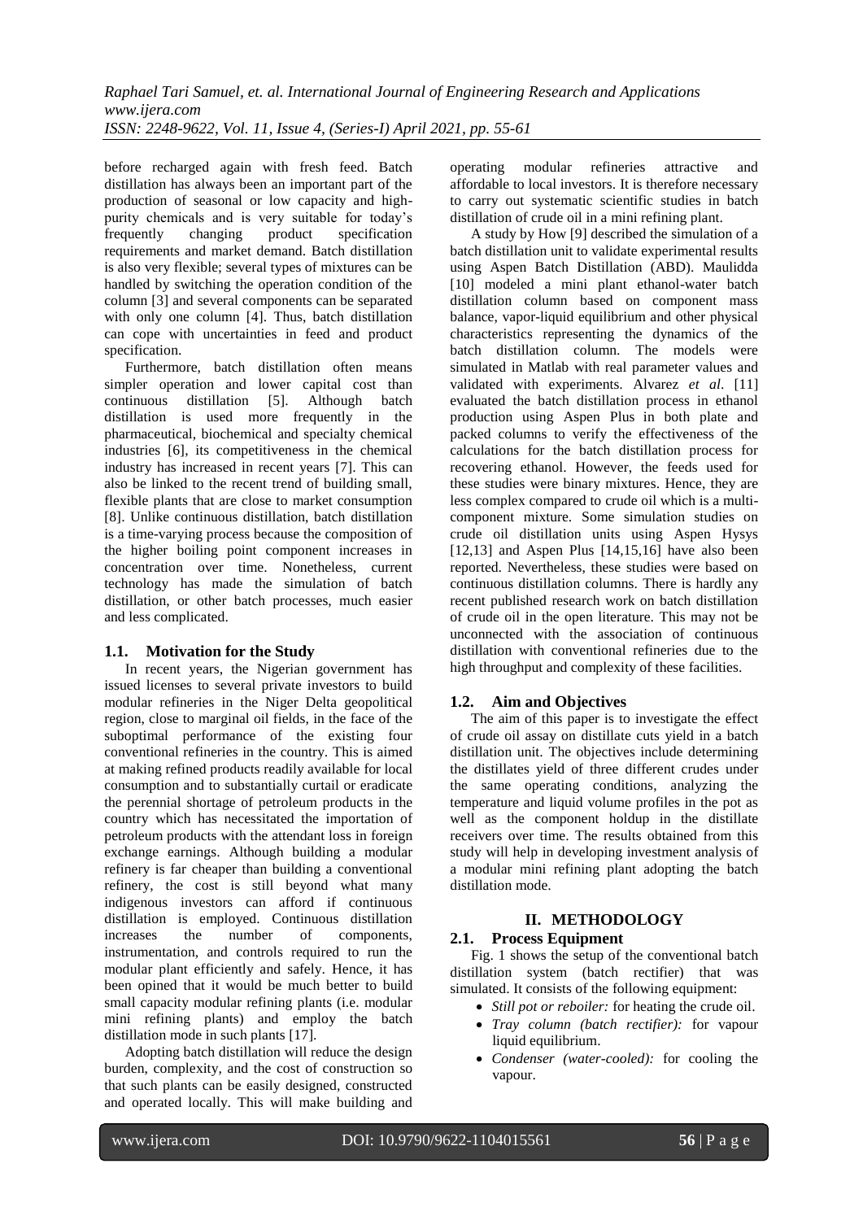before recharged again with fresh feed. Batch distillation has always been an important part of the production of seasonal or low capacity and high-purity chemicals and is very suitable for today's frequently changing product specification requirements and market demand. Batch distillation is also very flexible; several types of mixtures can be handled by switching the operation condition of the column [3] and several components can be separated with only one column [4]. Thus, batch distillation can cope with uncertainties in feed and product specification.

Furthermore, batch distillation often means simpler operation and lower capital cost than continuous distillation [5]. Although batch distillation is used more frequently in the pharmaceutical, biochemical and specialty chemical industries [6], its competitiveness in the chemical industry has increased in recent years [7]. This can also be linked to the recent trend of building small, flexible plants that are close to market consumption [8]. Unlike continuous distillation, batch distillation is a time-varying process because the composition of the higher boiling point component increases in concentration over time. Nonetheless, current technology has made the simulation of batch distillation, or other batch processes, much easier and less complicated.

### 1.1. Motivation for the Study

In recent years, the Nigerian government has issued licenses to several private investors to build modular refineries in the Niger Delta geopolitical region, close to marginal oil fields, in the face of the suboptimal performance of the existing four conventional refineries in the country. This is aimed at making refined products readily available for local consumption and to substantially curtail or eradicate the perennial shortage of petroleum products in the country which has necessitated the importation of petroleum products with the attendant loss in foreign exchange earnings. Although building a modular refinery is far cheaper than building a conventional refinery, the cost is still beyond what many indigenous investors can afford if continuous distillation is employed. Continuous distillation increases the number of components, instrumentation, and controls required to run the modular plant efficiently and safely. Hence, it has been opined that it would be much better to build small capacity modular refining plants (i.e. modular mini refining plants) and employ the batch distillation mode in such plants [17].

Adopting batch distillation will reduce the design burden, complexity, and the cost of construction so that such plants can be easily designed, constructed and operated locally. This will make building and operating modular refineries attractive and affordable to local investors. It is therefore necessary to carry out systematic scientific studies in batch distillation of crude oil in a mini refining plant.

A study by How [9] described the simulation of a batch distillation unit to validate experimental results using Aspen Batch Distillation (ABD). Maulidda [10] modeled a mini plant ethanol-water batch distillation column based on component mass balance, vapor-liquid equilibrium and other physical characteristics representing the dynamics of the batch distillation column. The models were simulated in Matlab with real parameter values and validated with experiments. Alvarez *et al*. [11] evaluated the batch distillation process in ethanol production using Aspen Plus in both plate and packed columns to verify the effectiveness of the calculations for the batch distillation process for recovering ethanol. However, the feeds used for these studies were binary mixtures. Hence, they are less complex compared to crude oil which is a multi-component mixture. Some simulation studies on crude oil distillation units using Aspen Hysys [12,13] and Aspen Plus [14,15,16] have also been reported. Nevertheless, these studies were based on continuous distillation columns. There is hardly any recent published research work on batch distillation of crude oil in the open literature. This may not be unconnected with the association of continuous distillation with conventional refineries due to the high throughput and complexity of these facilities.

### 1.2. Aim and Objectives

The aim of this paper is to investigate the effect of crude oil assay on distillate cuts yield in a batch distillation unit. The objectives include determining the distillates yield of three different crudes under the same operating conditions, analyzing the temperature and liquid volume profiles in the pot as well as the component holdup in the distillate receivers over time. The results obtained from this study will help in developing investment analysis of a modular mini refining plant adopting the batch distillation mode.

## II. METHODOLOGY

### 2.1. Process Equipment

Fig. 1 shows the setup of the conventional batch distillation system (batch rectifier) that was simulated. It consists of the following equipment:

- *Still pot or reboiler:* for heating the crude oil.
- *Tray column (batch rectifier):* for vapour liquid equilibrium.
- *Condenser (water-cooled):* for cooling the vapour.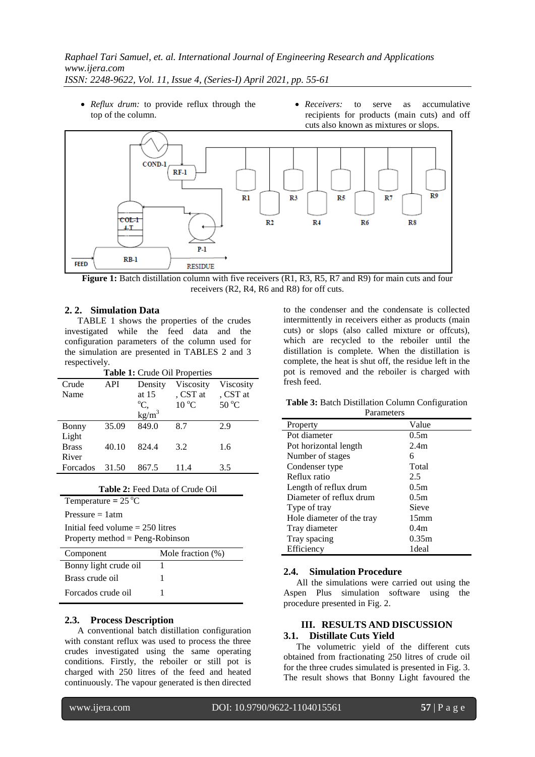- *Reflux drum:* to provide reflux through the top of the column.
- *Receivers:* to serve as accumulative recipients for products (main cuts) and off cuts also known as mixtures or slops.

**Figure 1:** Batch distillation column with five receivers (R1, R3, R5, R7 and R9) for main cuts and four receivers (R2, R4, R6 and R8) for off cuts.

## 2. 2. Simulation Data

TABLE 1 shows the properties of the crudes investigated while the feed data and the configuration parameters of the column used for the simulation are presented in TABLES 2 and 3 respectively.

**Table 1:** Crude Oil Properties

| Crude Name | API | Density at 15 °C, kg/m$^3$ | Viscosity, CST at 10 °C | Viscosity, CST at 50 °C |
|---|---|---|---|---|
| Bonny Light | 35.09 | 849.0 | 8.7 | 2.9 |
| Brass River | 40.10 | 824.4 | 3.2 | 1.6 |
| Forcados | 31.50 | 867.5 | 11.4 | 3.5 |

**Table 2:** Feed Data of Crude Oil

Temperature = 25 °C

Pressure = 1atm

Initial feed volume = 250 litres

Property method = Peng-Robinson

| Component | Mole fraction (%) |
|---|---|
| Bonny light crude oil | 1 |
| Brass crude oil | 1 |
| Forcados crude oil | 1 |

## 2.3. Process Description

A conventional batch distillation configuration with constant reflux was used to process the three crudes investigated using the same operating conditions. Firstly, the reboiler or still pot is charged with 250 litres of the feed and heated continuously. The vapour generated is then directed to the condenser and the condensate is collected intermittently in receivers either as products (main cuts) or slops (also called mixture or offcuts), which are recycled to the reboiler until the distillation is complete. When the distillation is complete, the heat is shut off, the residue left in the pot is removed and the reboiler is charged with fresh feed.

**Table 3:** Batch Distillation Column Configuration Parameters

| Property | Value |
|---|---|
| Pot diameter | 0.5m |
| Pot horizontal length | 2.4m |
| Number of stages | 6 |
| Condenser type | Total |
| Reflux ratio | 2.5 |
| Length of reflux drum | 0.5m |
| Diameter of reflux drum | 0.5m |
| Type of tray | Sieve |
| Hole diameter of the tray | 15mm |
| Tray diameter | 0.4m |
| Tray spacing | 0.35m |
| Efficiency | 1deal |

## 2.4. Simulation Procedure

All the simulations were carried out using the Aspen Plus simulation software using the procedure presented in Fig. 2.

# III. RESULTS AND DISCUSSION

## 3.1. Distillate Cuts Yield

The volumetric yield of the different cuts obtained from fractionating 250 litres of crude oil for the three crudes simulated is presented in Fig. 3. The result shows that Bonny Light favoured the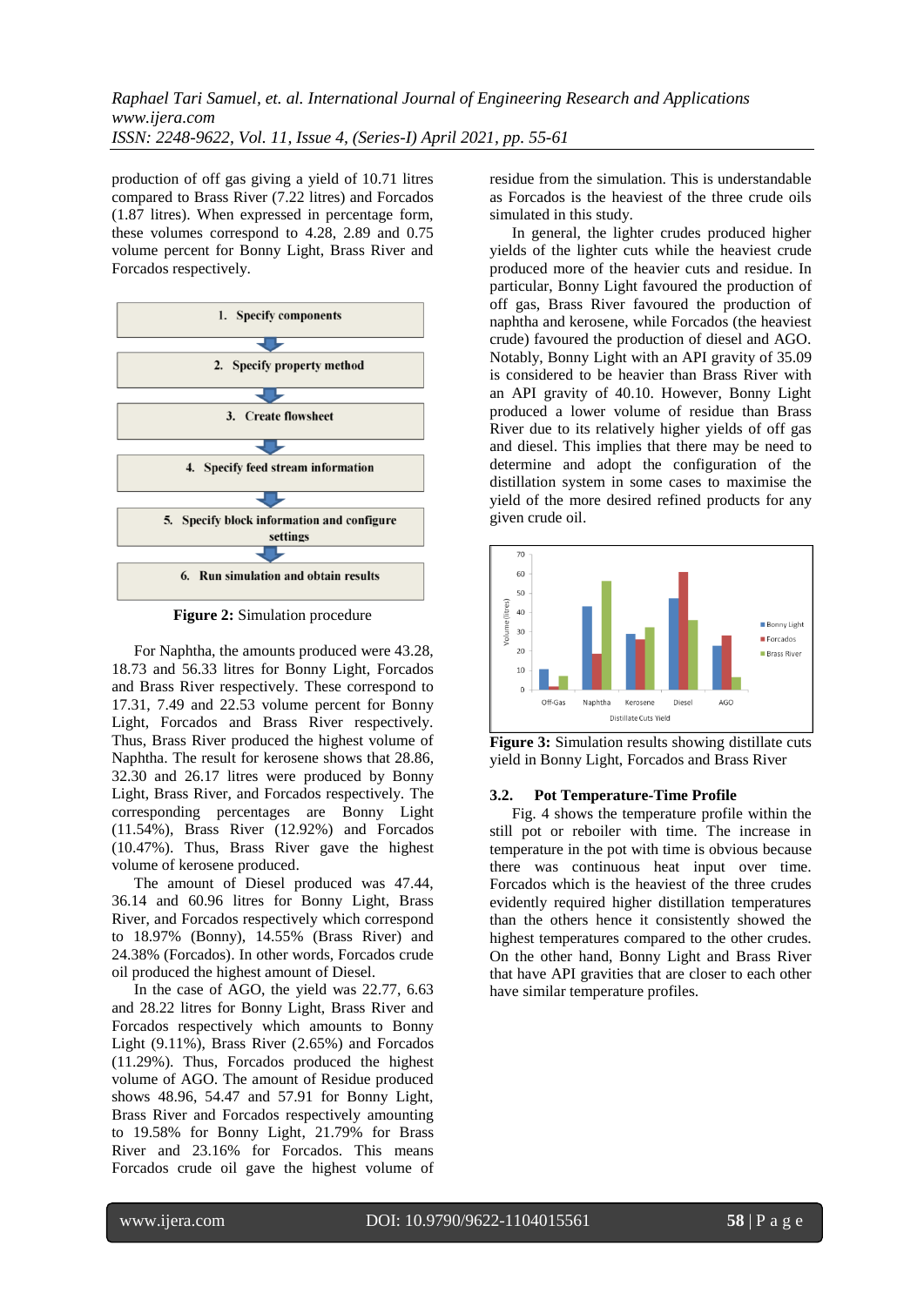production of off gas giving a yield of 10.71 litres compared to Brass River (7.22 litres) and Forcados (1.87 litres). When expressed in percentage form, these volumes correspond to 4.28, 2.89 and 0.75 volume percent for Bonny Light, Brass River and Forcados respectively.

1. Specify components
2. Specify property method
3. Create flowsheet
4. Specify feed stream information
5. Specify block information and configure settings
6. Run simulation and obtain results

**Figure 2:** Simulation procedure

For Naphtha, the amounts produced were 43.28, 18.73 and 56.33 litres for Bonny Light, Forcados and Brass River respectively. These correspond to 17.31, 7.49 and 22.53 volume percent for Bonny Light, Forcados and Brass River respectively. Thus, Brass River produced the highest volume of Naphtha. The result for kerosene shows that 28.86, 32.30 and 26.17 litres were produced by Bonny Light, Brass River, and Forcados respectively. The corresponding percentages are Bonny Light (11.54%), Brass River (12.92%) and Forcados (10.47%). Thus, Brass River gave the highest volume of kerosene produced.

The amount of Diesel produced was 47.44, 36.14 and 60.96 litres for Bonny Light, Brass River, and Forcados respectively which correspond to 18.97% (Bonny), 14.55% (Brass River) and 24.38% (Forcados). In other words, Forcados crude oil produced the highest amount of Diesel.

In the case of AGO, the yield was 22.77, 6.63 and 28.22 litres for Bonny Light, Brass River and Forcados respectively which amounts to Bonny Light (9.11%), Brass River (2.65%) and Forcados (11.29%). Thus, Forcados produced the highest volume of AGO. The amount of Residue produced shows 48.96, 54.47 and 57.91 for Bonny Light, Brass River and Forcados respectively amounting to 19.58% for Bonny Light, 21.79% for Brass River and 23.16% for Forcados. This means Forcados crude oil gave the highest volume of residue from the simulation. This is understandable as Forcados is the heaviest of the three crude oils simulated in this study.

In general, the lighter crudes produced higher yields of the lighter cuts while the heaviest crude produced more of the heavier cuts and residue. In particular, Bonny Light favoured the production of off gas, Brass River favoured the production of naphtha and kerosene, while Forcados (the heaviest crude) favoured the production of diesel and AGO. Notably, Bonny Light with an API gravity of 35.09 is considered to be heavier than Brass River with an API gravity of 40.10. However, Bonny Light produced a lower volume of residue than Brass River due to its relatively higher yields of off gas and diesel. This implies that there may be need to determine and adopt the configuration of the distillation system in some cases to maximise the yield of the more desired refined products for any given crude oil.

**Figure 3:** Simulation results showing distillate cuts yield in Bonny Light, Forcados and Brass River

### 3.2. Pot Temperature-Time Profile

Fig. 4 shows the temperature profile within the still pot or reboiler with time. The increase in temperature in the pot with time is obvious because there was continuous heat input over time. Forcados which is the heaviest of the three crudes evidently required higher distillation temperatures than the others hence it consistently showed the highest temperatures compared to the other crudes. On the other hand, Bonny Light and Brass River that have API gravities that are closer to each other have similar temperature profiles.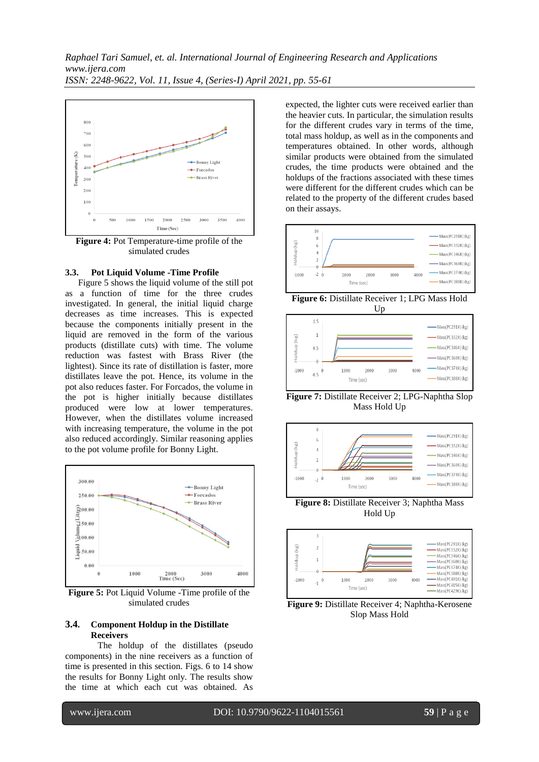**Figure 4:** Pot Temperature-time profile of the simulated crudes

### 3.3. Pot Liquid Volume -Time Profile

Figure 5 shows the liquid volume of the still pot as a function of time for the three crudes investigated. In general, the initial liquid charge decreases as time increases. This is expected because the components initially present in the liquid are removed in the form of the various products (distillate cuts) with time. The volume reduction was fastest with Brass River (the lightest). Since its rate of distillation is faster, more distillates leave the pot. Hence, its volume in the pot also reduces faster. For Forcados, the volume in the pot is higher initially because distillates produced were low at lower temperatures. However, when the distillates volume increased with increasing temperature, the volume in the pot also reduced accordingly. Similar reasoning applies to the pot volume profile for Bonny Light.

**Figure 5:** Pot Liquid Volume -Time profile of the simulated crudes

### 3.4. Component Holdup in the Distillate Receivers

The holdup of the distillates (pseudo components) in the nine receivers as a function of time is presented in this section. Figs. 6 to 14 show the results for Bonny Light only. The results show the time at which each cut was obtained. As expected, the lighter cuts were received earlier than the heavier cuts. In particular, the simulation results for the different crudes vary in terms of the time, total mass holdup, as well as in the components and temperatures obtained. In other words, although similar products were obtained from the simulated crudes, the time products were obtained and the holdups of the fractions associated with these times were different for the different crudes which can be related to the property of the different crudes based on their assays.

**Figure 6:** Distillate Receiver 1; LPG Mass Hold Up

**Figure 7:** Distillate Receiver 2; LPG-Naphtha Slop Mass Hold Up

**Figure 8:** Distillate Receiver 3; Naphtha Mass Hold Up

**Figure 9:** Distillate Receiver 4; Naphtha-Kerosene Slop Mass Hold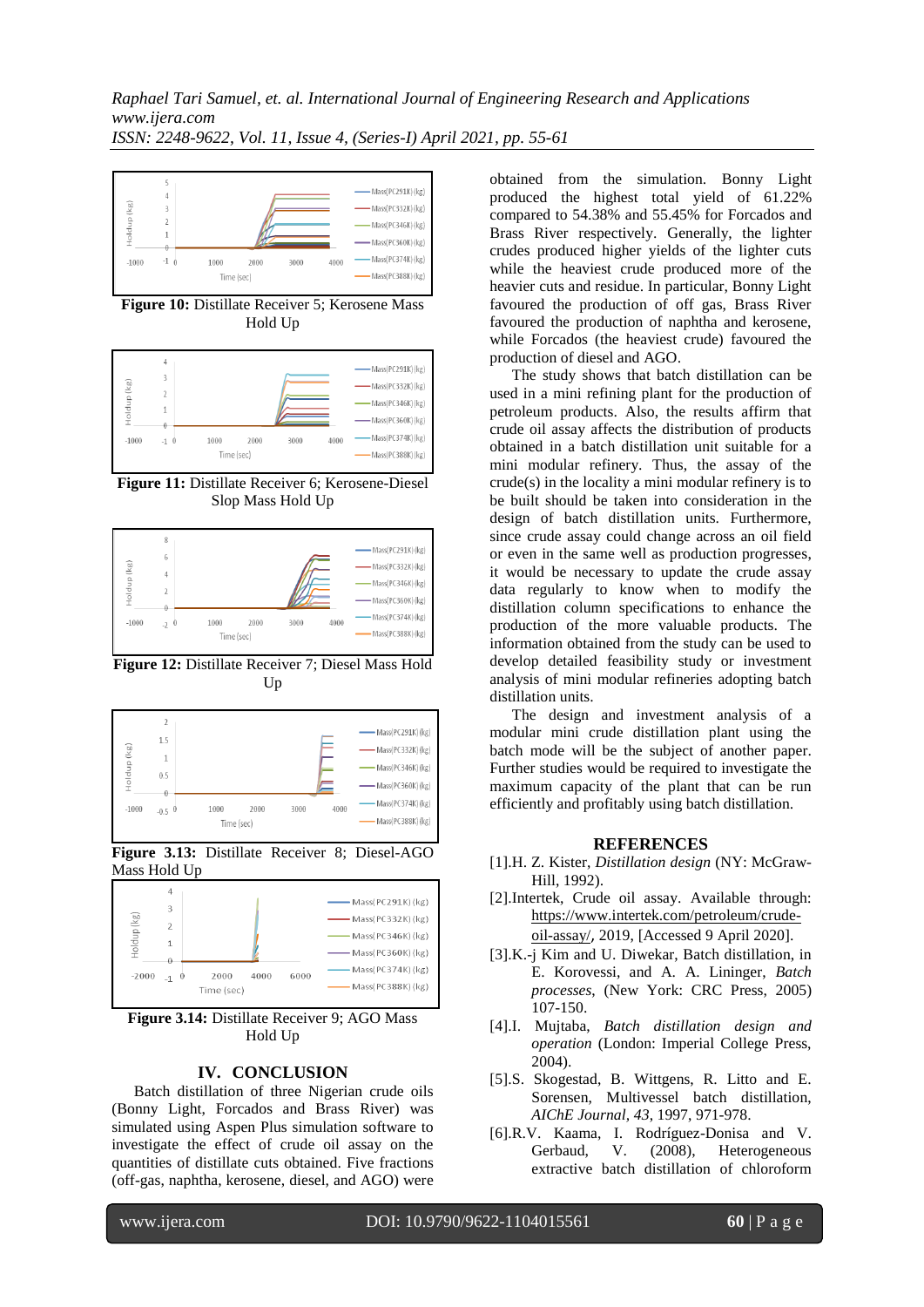**Figure 10:** Distillate Receiver 5; Kerosene Mass Hold Up

**Figure 11:** Distillate Receiver 6; Kerosene-Diesel Slop Mass Hold Up

**Figure 12:** Distillate Receiver 7; Diesel Mass Hold Up

**Figure 3.13:** Distillate Receiver 8; Diesel-AGO Mass Hold Up

**Figure 3.14:** Distillate Receiver 9; AGO Mass Hold Up

## IV. CONCLUSION

Batch distillation of three Nigerian crude oils (Bonny Light, Forcados and Brass River) was simulated using Aspen Plus simulation software to investigate the effect of crude oil assay on the quantities of distillate cuts obtained. Five fractions (off-gas, naphtha, kerosene, diesel, and AGO) were obtained from the simulation. Bonny Light produced the highest total yield of 61.22% compared to 54.38% and 55.45% for Forcados and Brass River respectively. Generally, the lighter crudes produced higher yields of the lighter cuts while the heaviest crude produced more of the heavier cuts and residue. In particular, Bonny Light favoured the production of off gas, Brass River favoured the production of naphtha and kerosene, while Forcados (the heaviest crude) favoured the production of diesel and AGO.

The study shows that batch distillation can be used in a mini refining plant for the production of petroleum products. Also, the results affirm that crude oil assay affects the distribution of products obtained in a batch distillation unit suitable for a mini modular refinery. Thus, the assay of the crude(s) in the locality a mini modular refinery is to be built should be taken into consideration in the design of batch distillation units. Furthermore, since crude assay could change across an oil field or even in the same well as production progresses, it would be necessary to update the crude assay data regularly to know when to modify the distillation column specifications to enhance the production of the more valuable products. The information obtained from the study can be used to develop detailed feasibility study or investment analysis of mini modular refineries adopting batch distillation units.

The design and investment analysis of a modular mini crude distillation plant using the batch mode will be the subject of another paper. Further studies would be required to investigate the maximum capacity of the plant that can be run efficiently and profitably using batch distillation.

## REFERENCES

[1]. H. Z. Kister, *Distillation design* (NY: McGraw-Hill, 1992).

[2]. Intertek, Crude oil assay. Available through: https://www.intertek.com/petroleum/crude-oil-assay/, 2019, [Accessed 9 April 2020].

[3]. K.-j Kim and U. Diwekar, Batch distillation, in E. Korovessi, and A. A. Lininger, *Batch processes*, (New York: CRC Press, 2005) 107-150.

[4]. I. Mujtaba, *Batch distillation design and operation* (London: Imperial College Press, 2004).

[5]. S. Skogestad, B. Wittgens, R. Litto and E. Sorensen, Multivessel batch distillation, *AIChE Journal, 43*, 1997, 971-978.

[6]. R.V. Kaama, I. Rodríguez-Donisa and V. Gerbaud, V. (2008), Heterogeneous extractive batch distillation of chloroform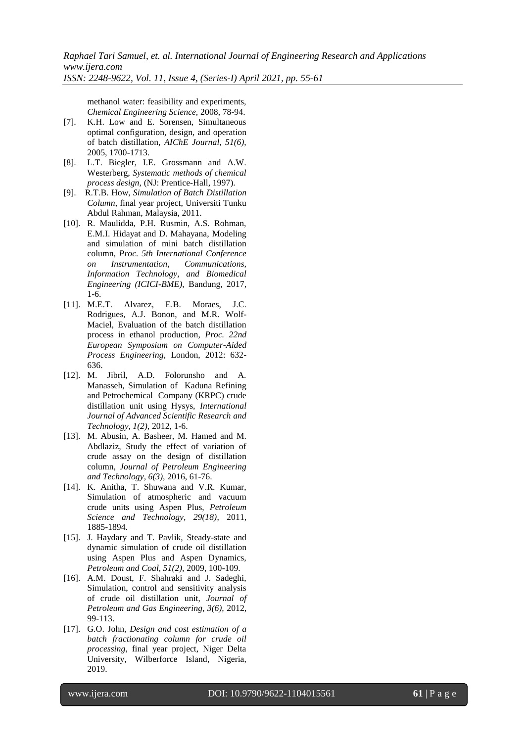methanol water: feasibility and experiments, *Chemical Engineering Science*, 2008, 78-94.

[7]. K.H. Low and E. Sorensen, Simultaneous optimal configuration, design, and operation of batch distillation, *AIChE Journal, 51(6)*, 2005, 1700-1713.

[8]. L.T. Biegler, I.E. Grossmann and A.W. Westerberg, *Systematic methods of chemical process design*, (NJ: Prentice-Hall, 1997).

[9]. R.T.B. How, *Simulation of Batch Distillation Column*, final year project, Universiti Tunku Abdul Rahman, Malaysia, 2011.

[10]. R. Maulidda, P.H. Rusmin, A.S. Rohman, E.M.I. Hidayat and D. Mahayana, Modeling and simulation of mini batch distillation column, *Proc. 5th International Conference on Instrumentation, Communications, Information Technology, and Biomedical Engineering (ICICI-BME)*, Bandung, 2017, 1-6.

[11]. M.E.T. Alvarez, E.B. Moraes, J.C. Rodrigues, A.J. Bonon, and M.R. Wolf-Maciel, Evaluation of the batch distillation process in ethanol production, *Proc. 22nd European Symposium on Computer-Aided Process Engineering*, London, 2012: 632-636.

[12]. M. Jibril, A.D. Folorunsho and A. Manasseh, Simulation of Kaduna Refining and Petrochemical Company (KRPC) crude distillation unit using Hysys, *International Journal of Advanced Scientific Research and Technology, 1(2)*, 2012, 1-6.

[13]. M. Abusin, A. Basheer, M. Hamed and M. Abdlaziz, Study the effect of variation of crude assay on the design of distillation column, *Journal of Petroleum Engineering and Technology, 6(3)*, 2016, 61-76.

[14]. K. Anitha, T. Shuwana and V.R. Kumar, Simulation of atmospheric and vacuum crude units using Aspen Plus, *Petroleum Science and Technology, 29(18)*, 2011, 1885-1894.

[15]. J. Haydary and T. Pavlik, Steady-state and dynamic simulation of crude oil distillation using Aspen Plus and Aspen Dynamics, *Petroleum and Coal, 51(2)*, 2009, 100-109.

[16]. A.M. Doust, F. Shahraki and J. Sadeghi, Simulation, control and sensitivity analysis of crude oil distillation unit, *Journal of Petroleum and Gas Engineering, 3(6)*, 2012, 99-113.

[17]. G.O. John, *Design and cost estimation of a batch fractionating column for crude oil processing*, final year project, Niger Delta University, Wilberforce Island, Nigeria, 2019.